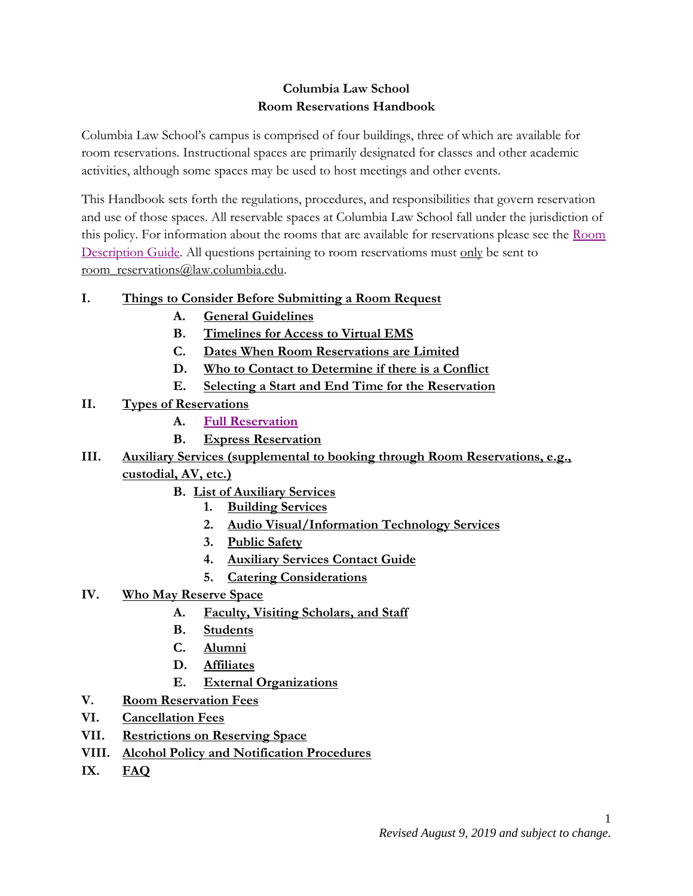**Columbia Law School**
**Room Reservations Handbook**

Columbia Law School's campus is comprised of four buildings, three of which are available for room reservations. Instructional spaces are primarily designated for classes and other academic activities, although some spaces may be used to host meetings and other events.

This Handbook sets forth the regulations, procedures, and responsibilities that govern reservation and use of those spaces. All reservable spaces at Columbia Law School fall under the jurisdiction of this policy. For information about the rooms that are available for reservations please see the Room Description Guide. All questions pertaining to room reservatioms must only be sent to room_reservations@law.columbia.edu.

- **I. Things to Consider Before Submitting a Room Request**
  - **A. General Guidelines**
  - **B. Timelines for Access to Virtual EMS**
  - **C. Dates When Room Reservations are Limited**
  - **D. Who to Contact to Determine if there is a Conflict**
  - **E. Selecting a Start and End Time for the Reservation**
- **II. Types of Reservations**
  - **A. Full Reservation**
  - **B. Express Reservation**
- **III. Auxiliary Services (supplemental to booking through Room Reservations, e.g., custodial, AV, etc.)**
  - **B. List of Auxiliary Services**
    - **1. Building Services**
    - **2. Audio Visual/Information Technology Services**
    - **3. Public Safety**
    - **4. Auxiliary Services Contact Guide**
    - **5. Catering Considerations**
- **IV. Who May Reserve Space**
  - **A. Faculty, Visiting Scholars, and Staff**
  - **B. Students**
  - **C. Alumni**
  - **D. Affiliates**
  - **E. External Organizations**
- **V. Room Reservation Fees**
- **VI. Cancellation Fees**
- **VII. Restrictions on Reserving Space**
- **VIII. Alcohol Policy and Notification Procedures**
- **IX. FAQ**

*Revised August 9, 2019 and subject to change.*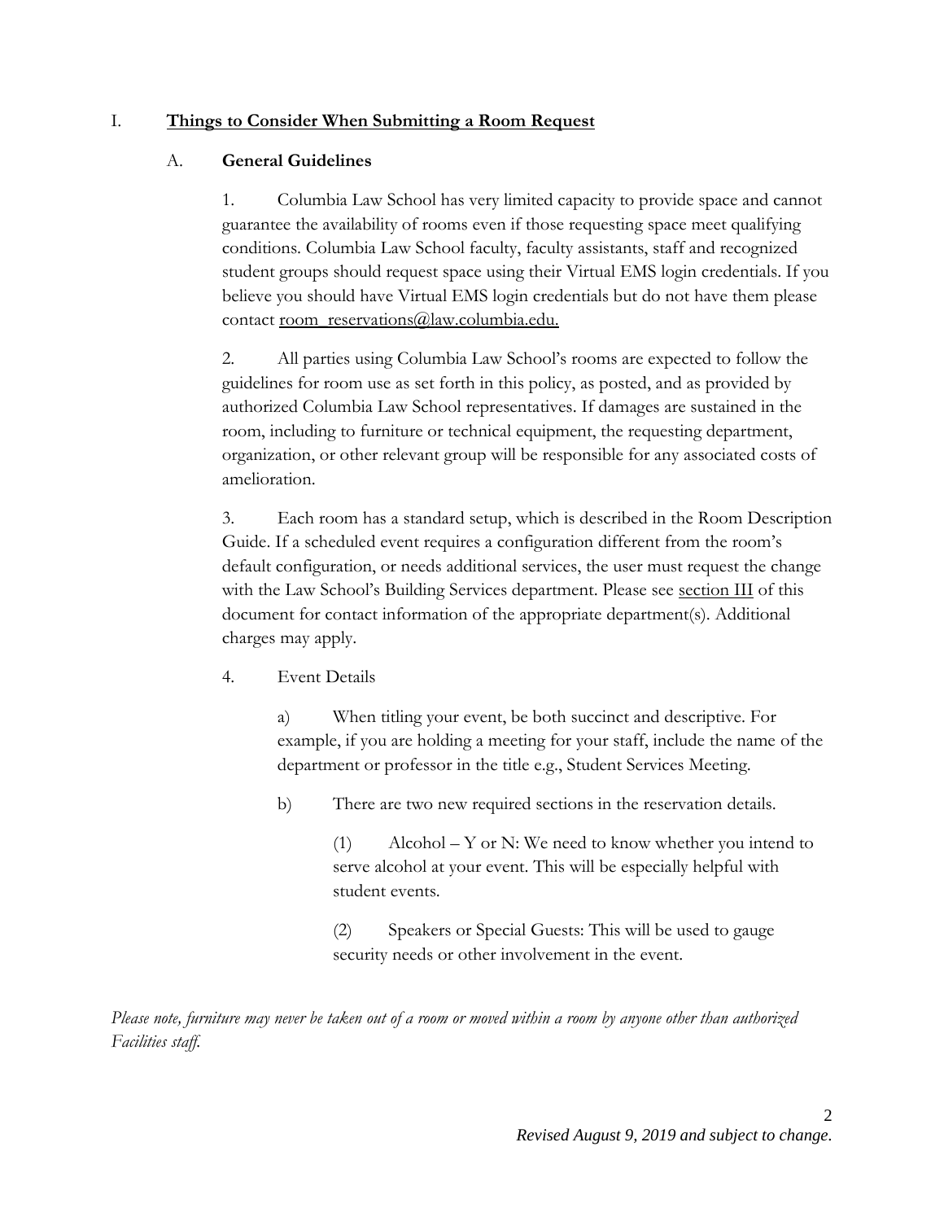## I. **<u>Things to Consider When Submitting a Room Request</u>**

### A. **General Guidelines**

1. Columbia Law School has very limited capacity to provide space and cannot guarantee the availability of rooms even if those requesting space meet qualifying conditions. Columbia Law School faculty, faculty assistants, staff and recognized student groups should request space using their Virtual EMS login credentials. If you believe you should have Virtual EMS login credentials but do not have them please contact room_reservations@law.columbia.edu.

2. All parties using Columbia Law School's rooms are expected to follow the guidelines for room use as set forth in this policy, as posted, and as provided by authorized Columbia Law School representatives. If damages are sustained in the room, including to furniture or technical equipment, the requesting department, organization, or other relevant group will be responsible for any associated costs of amelioration.

3. Each room has a standard setup, which is described in the Room Description Guide. If a scheduled event requires a configuration different from the room's default configuration, or needs additional services, the user must request the change with the Law School's Building Services department. Please see section III of this document for contact information of the appropriate department(s). Additional charges may apply.

4. Event Details

   a) When titling your event, be both succinct and descriptive. For example, if you are holding a meeting for your staff, include the name of the department or professor in the title e.g., Student Services Meeting.

   b) There are two new required sections in the reservation details.

      (1) Alcohol – Y or N: We need to know whether you intend to serve alcohol at your event. This will be especially helpful with student events.

      (2) Speakers or Special Guests: This will be used to gauge security needs or other involvement in the event.

*Please note, furniture may never be taken out of a room or moved within a room by anyone other than authorized Facilities staff.*

*Revised August 9, 2019 and subject to change.*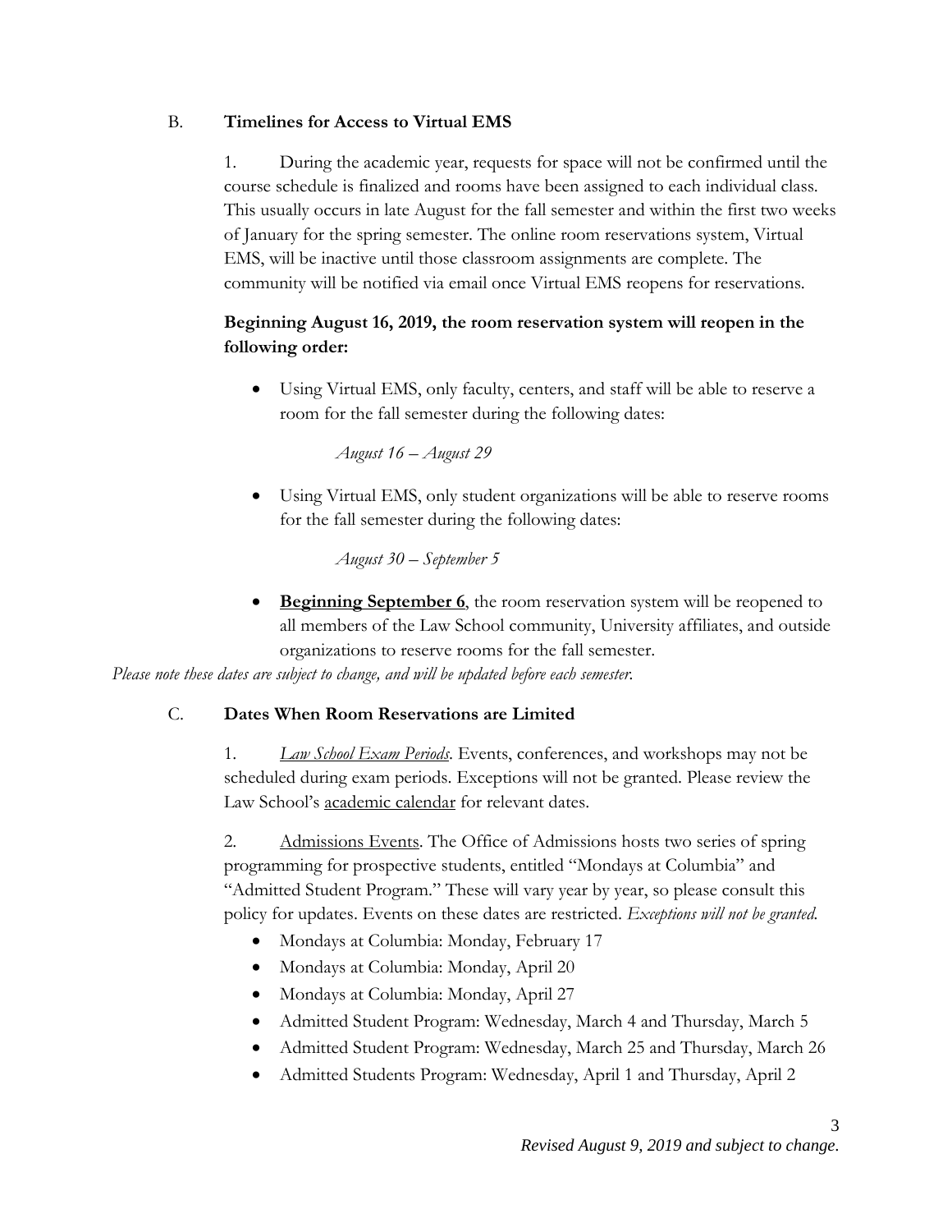### B. **Timelines for Access to Virtual EMS**

1. During the academic year, requests for space will not be confirmed until the course schedule is finalized and rooms have been assigned to each individual class. This usually occurs in late August for the fall semester and within the first two weeks of January for the spring semester. The online room reservations system, Virtual EMS, will be inactive until those classroom assignments are complete. The community will be notified via email once Virtual EMS reopens for reservations.

**Beginning August 16, 2019, the room reservation system will reopen in the following order:**

- Using Virtual EMS, only faculty, centers, and staff will be able to reserve a room for the fall semester during the following dates:

  *August 16 – August 29*

- Using Virtual EMS, only student organizations will be able to reserve rooms for the fall semester during the following dates:

  *August 30 – September 5*

- **Beginning September 6**, the room reservation system will be reopened to all members of the Law School community, University affiliates, and outside organizations to reserve rooms for the fall semester.

*Please note these dates are subject to change, and will be updated before each semester.*

### C. **Dates When Room Reservations are Limited**

1. *Law School Exam Periods*. Events, conferences, and workshops may not be scheduled during exam periods. Exceptions will not be granted. Please review the Law School's academic calendar for relevant dates.

2. Admissions Events. The Office of Admissions hosts two series of spring programming for prospective students, entitled "Mondays at Columbia" and "Admitted Student Program." These will vary year by year, so please consult this policy for updates. Events on these dates are restricted. *Exceptions will not be granted.*

- Mondays at Columbia: Monday, February 17
- Mondays at Columbia: Monday, April 20
- Mondays at Columbia: Monday, April 27
- Admitted Student Program: Wednesday, March 4 and Thursday, March 5
- Admitted Student Program: Wednesday, March 25 and Thursday, March 26
- Admitted Students Program: Wednesday, April 1 and Thursday, April 2

*Revised August 9, 2019 and subject to change.*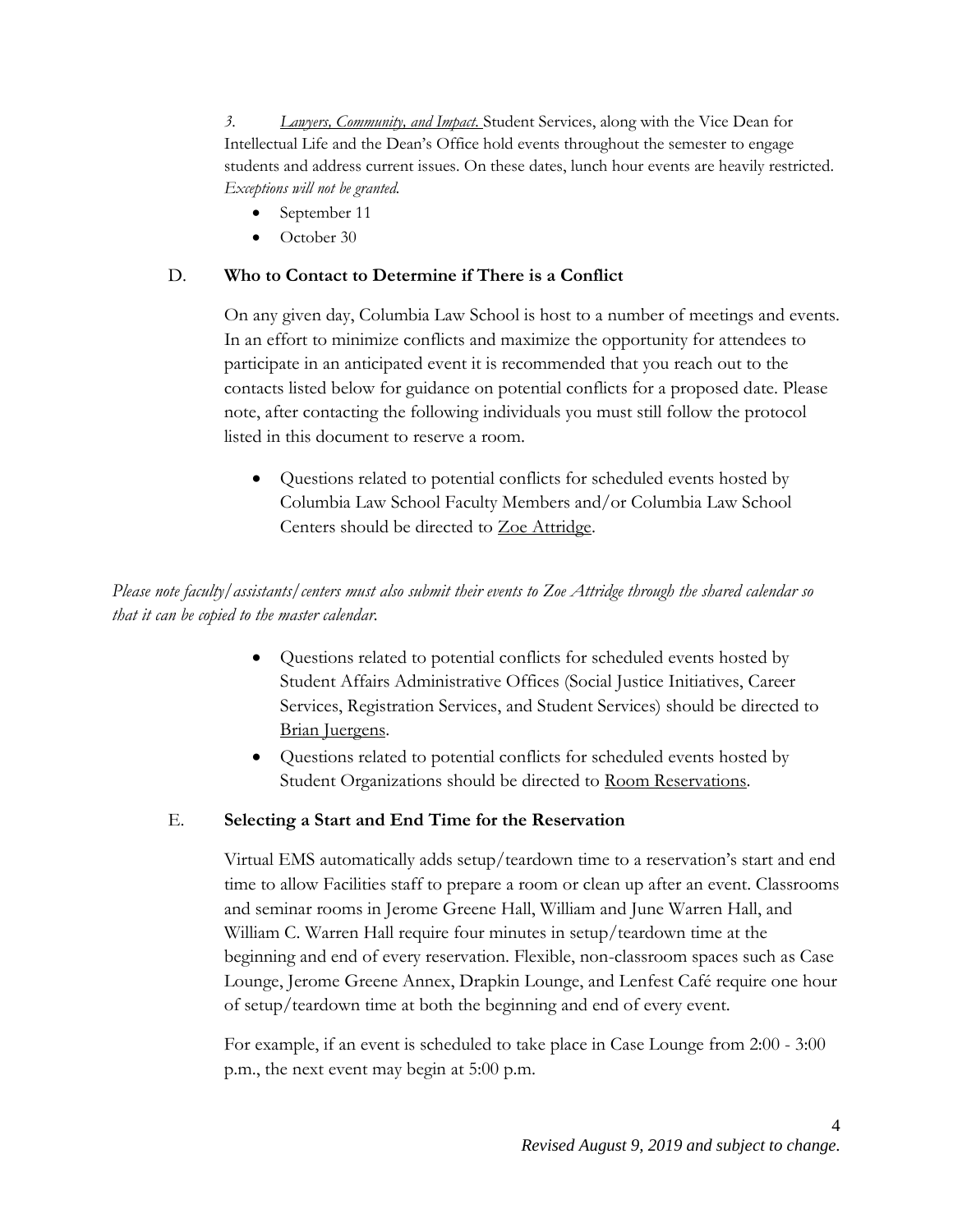3. *Lawyers, Community, and Impact.* Student Services, along with the Vice Dean for Intellectual Life and the Dean's Office hold events throughout the semester to engage students and address current issues. On these dates, lunch hour events are heavily restricted. *Exceptions will not be granted.*

- September 11
- October 30

### D. **Who to Contact to Determine if There is a Conflict**

On any given day, Columbia Law School is host to a number of meetings and events. In an effort to minimize conflicts and maximize the opportunity for attendees to participate in an anticipated event it is recommended that you reach out to the contacts listed below for guidance on potential conflicts for a proposed date. Please note, after contacting the following individuals you must still follow the protocol listed in this document to reserve a room.

- Questions related to potential conflicts for scheduled events hosted by Columbia Law School Faculty Members and/or Columbia Law School Centers should be directed to Zoe Attridge.

*Please note faculty/assistants/centers must also submit their events to Zoe Attridge through the shared calendar so that it can be copied to the master calendar.*

- Questions related to potential conflicts for scheduled events hosted by Student Affairs Administrative Offices (Social Justice Initiatives, Career Services, Registration Services, and Student Services) should be directed to Brian Juergens.
- Questions related to potential conflicts for scheduled events hosted by Student Organizations should be directed to Room Reservations.

### E. **Selecting a Start and End Time for the Reservation**

Virtual EMS automatically adds setup/teardown time to a reservation's start and end time to allow Facilities staff to prepare a room or clean up after an event. Classrooms and seminar rooms in Jerome Greene Hall, William and June Warren Hall, and William C. Warren Hall require four minutes in setup/teardown time at the beginning and end of every reservation. Flexible, non-classroom spaces such as Case Lounge, Jerome Greene Annex, Drapkin Lounge, and Lenfest Café require one hour of setup/teardown time at both the beginning and end of every event.

For example, if an event is scheduled to take place in Case Lounge from 2:00 - 3:00 p.m., the next event may begin at 5:00 p.m.

*Revised August 9, 2019 and subject to change.*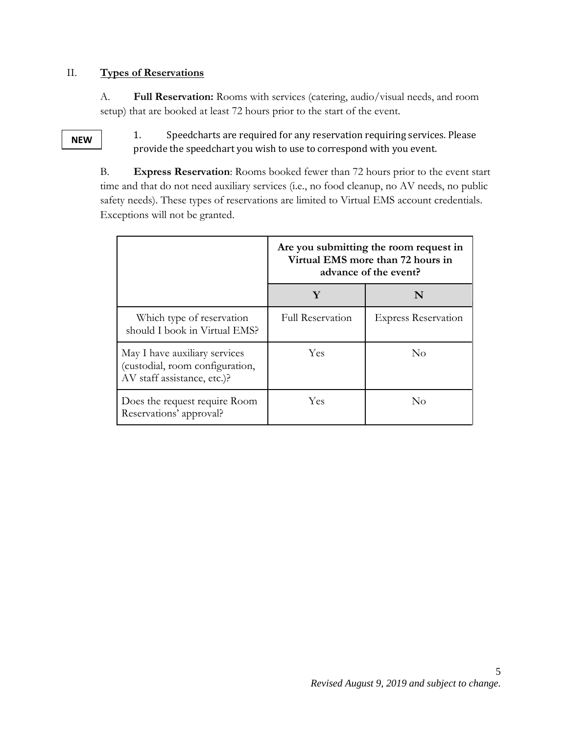## II. **Types of Reservations**

A. **Full Reservation:** Rooms with services (catering, audio/visual needs, and room setup) that are booked at least 72 hours prior to the start of the event.

**NEW**

1. Speedcharts are required for any reservation requiring services. Please provide the speedchart you wish to use to correspond with you event.

B. **Express Reservation**: Rooms booked fewer than 72 hours prior to the event start time and that do not need auxiliary services (i.e., no food cleanup, no AV needs, no public safety needs). These types of reservations are limited to Virtual EMS account credentials. Exceptions will not be granted.

| | **Are you submitting the room request in Virtual EMS more than 72 hours in advance of the event?** | |
|---|---|---|
| | **Y** | **N** |
| Which type of reservation should I book in Virtual EMS? | Full Reservation | Express Reservation |
| May I have auxiliary services (custodial, room configuration, AV staff assistance, etc.)? | Yes | No |
| Does the request require Room Reservations' approval? | Yes | No |

*Revised August 9, 2019 and subject to change.*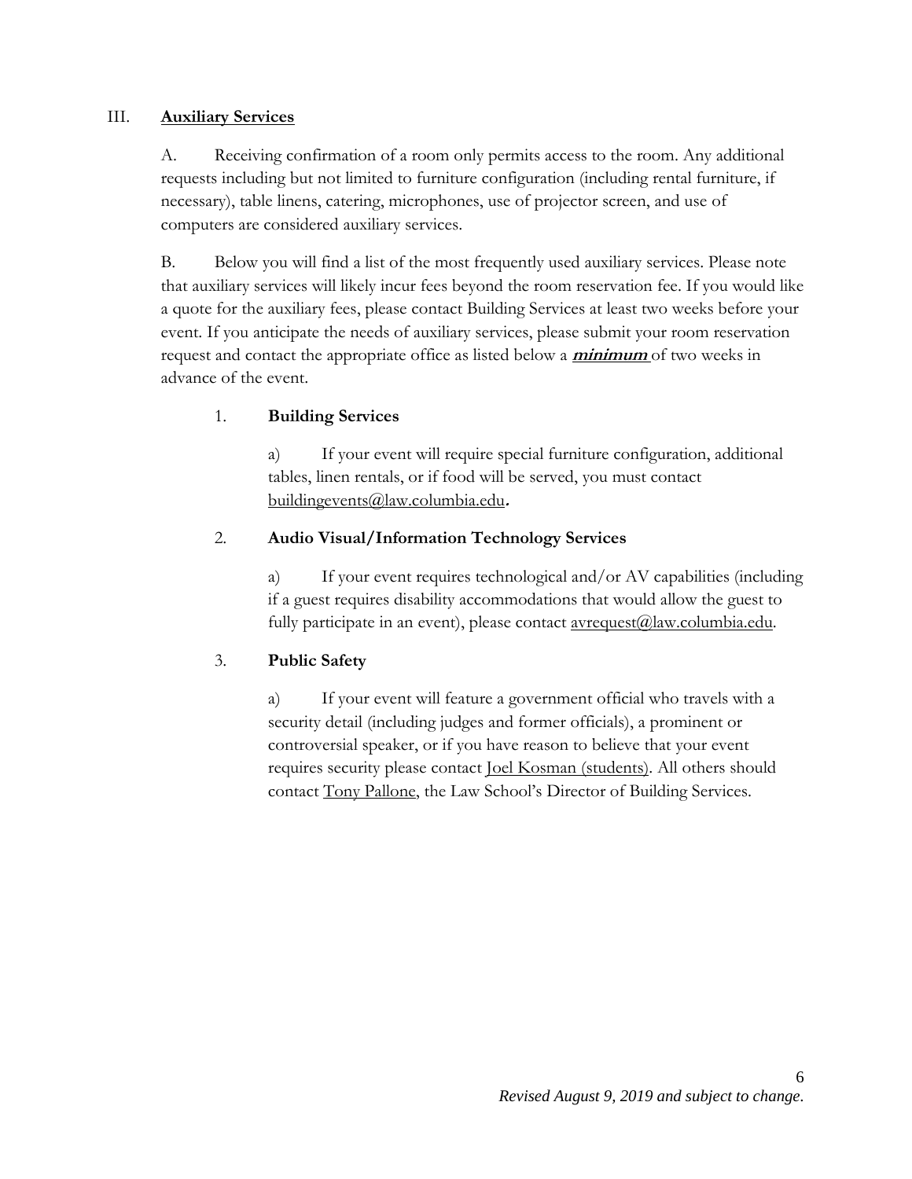## III. <u>**Auxiliary Services**</u>

A. Receiving confirmation of a room only permits access to the room. Any additional requests including but not limited to furniture configuration (including rental furniture, if necessary), table linens, catering, microphones, use of projector screen, and use of computers are considered auxiliary services.

B. Below you will find a list of the most frequently used auxiliary services. Please note that auxiliary services will likely incur fees beyond the room reservation fee. If you would like a quote for the auxiliary fees, please contact Building Services at least two weeks before your event. If you anticipate the needs of auxiliary services, please submit your room reservation request and contact the appropriate office as listed below a ***<u>minimum</u>*** of two weeks in advance of the event.

### 1. **Building Services**

a) If your event will require special furniture configuration, additional tables, linen rentals, or if food will be served, you must contact buildingevents@law.columbia.edu**.**

### 2. **Audio Visual/Information Technology Services**

a) If your event requires technological and/or AV capabilities (including if a guest requires disability accommodations that would allow the guest to fully participate in an event), please contact avrequest@law.columbia.edu.

### 3. **Public Safety**

a) If your event will feature a government official who travels with a security detail (including judges and former officials), a prominent or controversial speaker, or if you have reason to believe that your event requires security please contact Joel Kosman (students). All others should contact Tony Pallone, the Law School's Director of Building Services.

*Revised August 9, 2019 and subject to change.*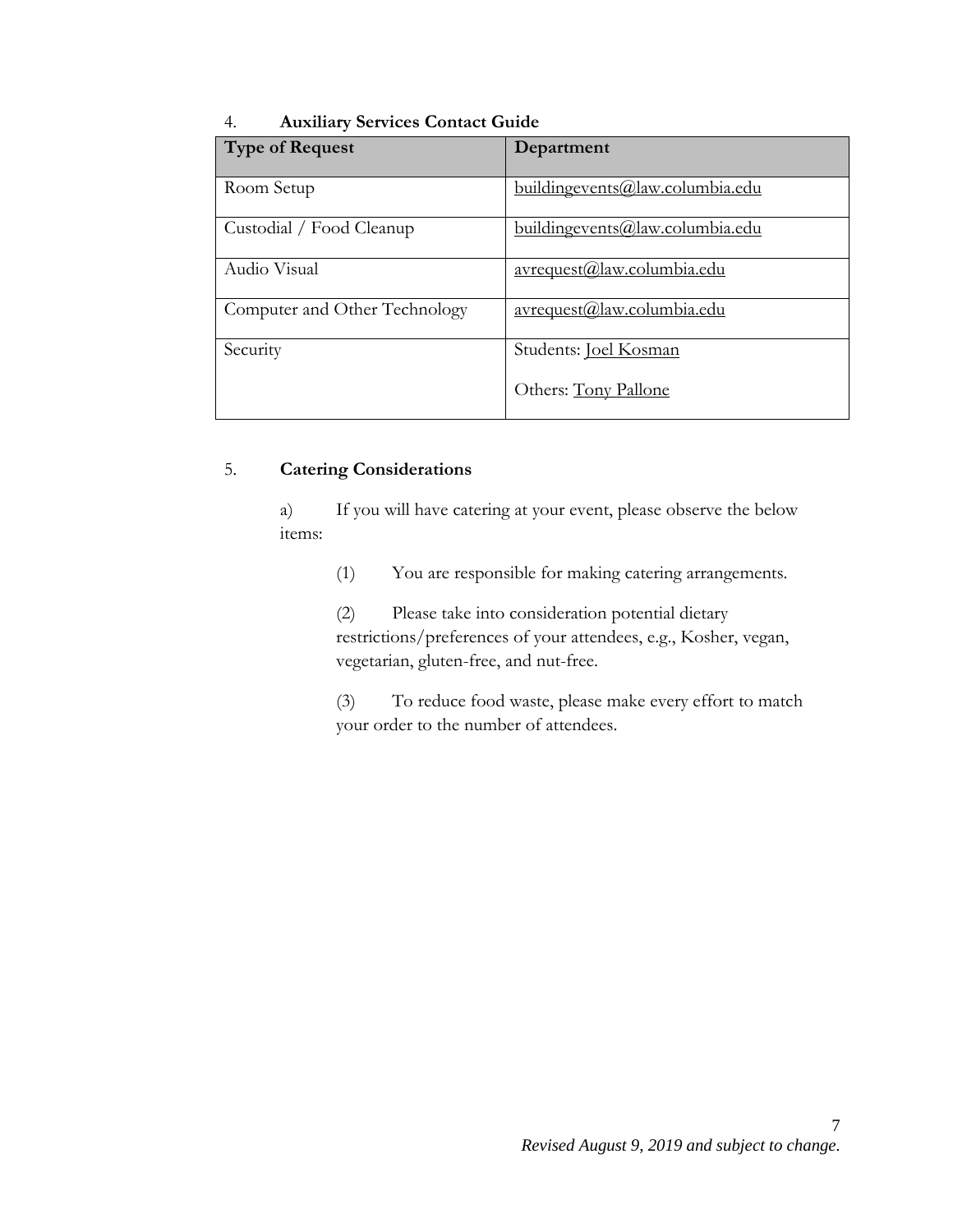4. **Auxiliary Services Contact Guide**

| Type of Request | Department |
|---|---|
| Room Setup | buildingevents@law.columbia.edu |
| Custodial / Food Cleanup | buildingevents@law.columbia.edu |
| Audio Visual | avrequest@law.columbia.edu |
| Computer and Other Technology | avrequest@law.columbia.edu |
| Security | Students: Joel Kosman<br><br>Others: Tony Pallone |

5. **Catering Considerations**

a) If you will have catering at your event, please observe the below items:

(1) You are responsible for making catering arrangements.

(2) Please take into consideration potential dietary restrictions/preferences of your attendees, e.g., Kosher, vegan, vegetarian, gluten-free, and nut-free.

(3) To reduce food waste, please make every effort to match your order to the number of attendees.

*Revised August 9, 2019 and subject to change.*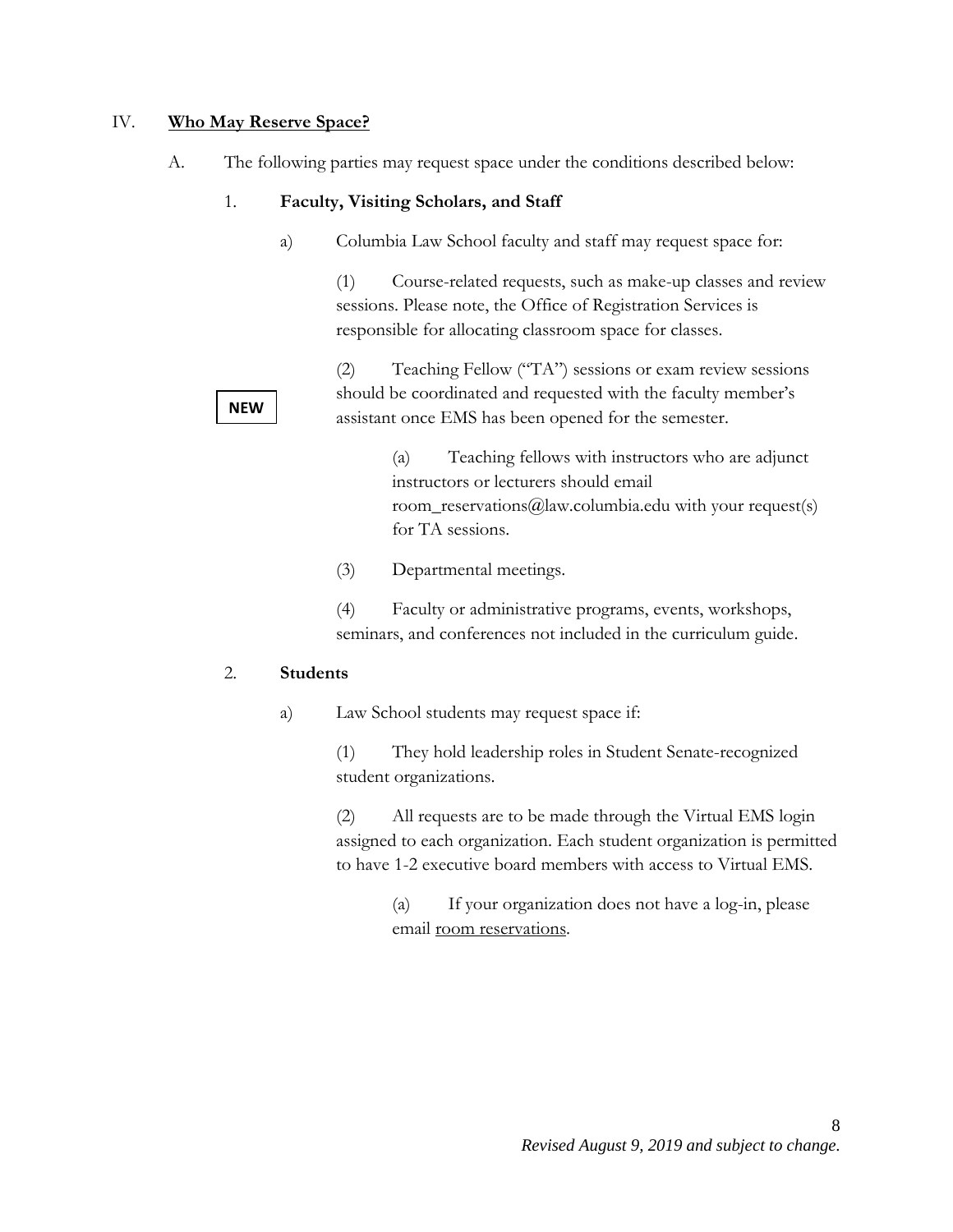## IV. <u>**Who May Reserve Space?**</u>

A. The following parties may request space under the conditions described below:

1. **Faculty, Visiting Scholars, and Staff**

a) Columbia Law School faculty and staff may request space for:

(1) Course-related requests, such as make-up classes and review sessions. Please note, the Office of Registration Services is responsible for allocating classroom space for classes.

**NEW**

(2) Teaching Fellow ("TA") sessions or exam review sessions should be coordinated and requested with the faculty member's assistant once EMS has been opened for the semester.

(a) Teaching fellows with instructors who are adjunct instructors or lecturers should email room_reservations@law.columbia.edu with your request(s) for TA sessions.

(3) Departmental meetings.

(4) Faculty or administrative programs, events, workshops, seminars, and conferences not included in the curriculum guide.

2. **Students**

a) Law School students may request space if:

(1) They hold leadership roles in Student Senate-recognized student organizations.

(2) All requests are to be made through the Virtual EMS login assigned to each organization. Each student organization is permitted to have 1-2 executive board members with access to Virtual EMS.

(a) If your organization does not have a log-in, please email <u>room reservations</u>.

*Revised August 9, 2019 and subject to change.*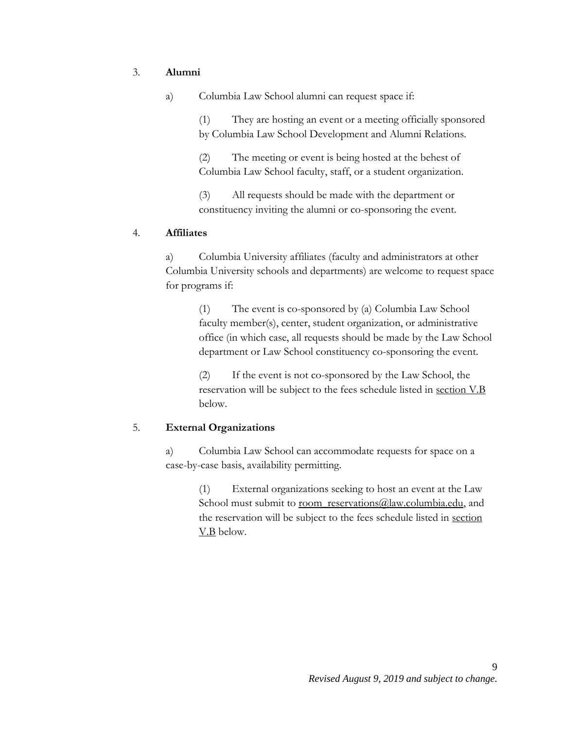3. **Alumni**

a) Columbia Law School alumni can request space if:

(1) They are hosting an event or a meeting officially sponsored by Columbia Law School Development and Alumni Relations.

(2) The meeting or event is being hosted at the behest of Columbia Law School faculty, staff, or a student organization.

(3) All requests should be made with the department or constituency inviting the alumni or co-sponsoring the event.

4. **Affiliates**

a) Columbia University affiliates (faculty and administrators at other Columbia University schools and departments) are welcome to request space for programs if:

(1) The event is co-sponsored by (a) Columbia Law School faculty member(s), center, student organization, or administrative office (in which case, all requests should be made by the Law School department or Law School constituency co-sponsoring the event.

(2) If the event is not co-sponsored by the Law School, the reservation will be subject to the fees schedule listed in section V.B below.

5. **External Organizations**

a) Columbia Law School can accommodate requests for space on a case-by-case basis, availability permitting.

(1) External organizations seeking to host an event at the Law School must submit to room_reservations@law.columbia.edu, and the reservation will be subject to the fees schedule listed in section V.B below.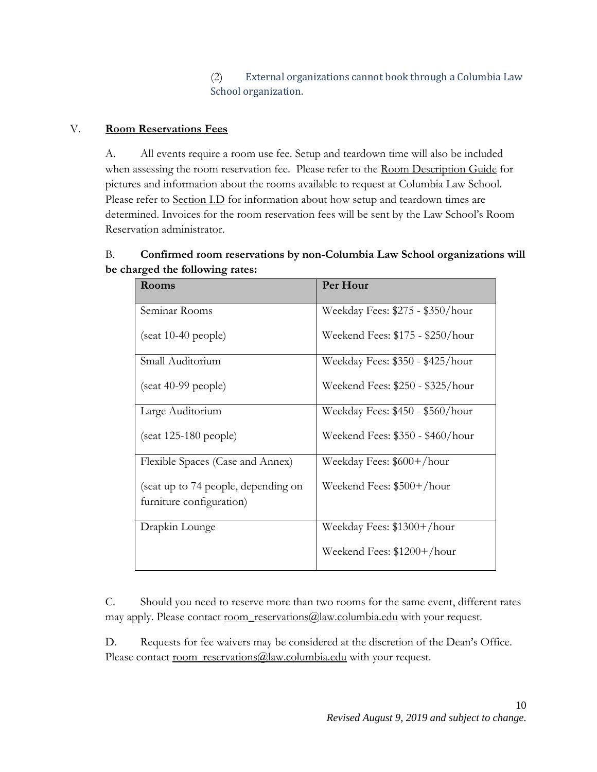(2) External organizations cannot book through a Columbia Law School organization.

## V. **Room Reservations Fees**

A. All events require a room use fee. Setup and teardown time will also be included when assessing the room reservation fee. Please refer to the Room Description Guide for pictures and information about the rooms available to request at Columbia Law School. Please refer to Section I.D for information about how setup and teardown times are determined. Invoices for the room reservation fees will be sent by the Law School's Room Reservation administrator.

B. **Confirmed room reservations by non-Columbia Law School organizations will be charged the following rates:**

| Rooms | Per Hour |
|---|---|
| Seminar Rooms<br><br>(seat 10-40 people) | Weekday Fees: $275 - $350/hour<br><br>Weekend Fees: $175 - $250/hour |
| Small Auditorium<br><br>(seat 40-99 people) | Weekday Fees: $350 - $425/hour<br><br>Weekend Fees: $250 - $325/hour |
| Large Auditorium<br><br>(seat 125-180 people) | Weekday Fees: $450 - $560/hour<br><br>Weekend Fees: $350 - $460/hour |
| Flexible Spaces (Case and Annex)<br><br>(seat up to 74 people, depending on furniture configuration) | Weekday Fees: $600+/hour<br><br>Weekend Fees: $500+/hour |
| Drapkin Lounge | Weekday Fees: $1300+/hour<br><br>Weekend Fees: $1200+/hour |

C. Should you need to reserve more than two rooms for the same event, different rates may apply. Please contact room_reservations@law.columbia.edu with your request.

D. Requests for fee waivers may be considered at the discretion of the Dean's Office. Please contact room_reservations@law.columbia.edu with your request.

*Revised August 9, 2019 and subject to change.*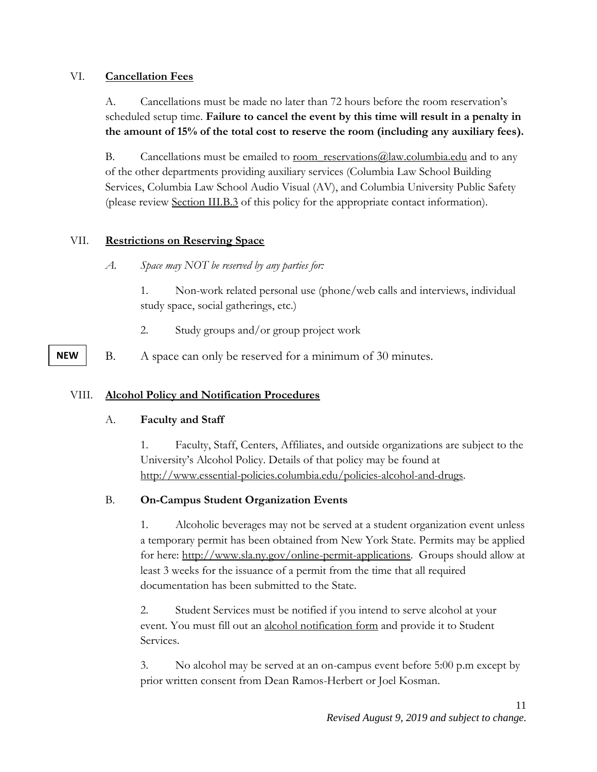## VI. **Cancellation Fees**

A. Cancellations must be made no later than 72 hours before the room reservation's scheduled setup time. **Failure to cancel the event by this time will result in a penalty in the amount of 15% of the total cost to reserve the room (including any auxiliary fees).**

B. Cancellations must be emailed to room_reservations@law.columbia.edu and to any of the other departments providing auxiliary services (Columbia Law School Building Services, Columbia Law School Audio Visual (AV), and Columbia University Public Safety (please review Section III.B.3 of this policy for the appropriate contact information).

## VII. **Restrictions on Reserving Space**

*A. Space may NOT be reserved by any parties for:*

1. Non-work related personal use (phone/web calls and interviews, individual study space, social gatherings, etc.)

2. Study groups and/or group project work

**NEW** B. A space can only be reserved for a minimum of 30 minutes.

## VIII. **Alcohol Policy and Notification Procedures**

### A. **Faculty and Staff**

1. Faculty, Staff, Centers, Affiliates, and outside organizations are subject to the University's Alcohol Policy. Details of that policy may be found at http://www.essential-policies.columbia.edu/policies-alcohol-and-drugs.

### B. **On-Campus Student Organization Events**

1. Alcoholic beverages may not be served at a student organization event unless a temporary permit has been obtained from New York State. Permits may be applied for here: http://www.sla.ny.gov/online-permit-applications. Groups should allow at least 3 weeks for the issuance of a permit from the time that all required documentation has been submitted to the State.

2. Student Services must be notified if you intend to serve alcohol at your event. You must fill out an alcohol notification form and provide it to Student Services.

3. No alcohol may be served at an on-campus event before 5:00 p.m except by prior written consent from Dean Ramos-Herbert or Joel Kosman.

*Revised August 9, 2019 and subject to change.*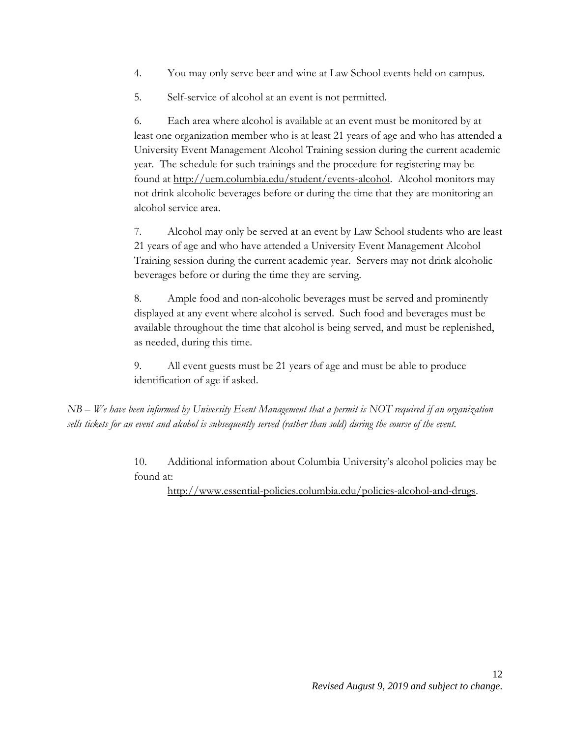4. You may only serve beer and wine at Law School events held on campus.

5. Self-service of alcohol at an event is not permitted.

6. Each area where alcohol is available at an event must be monitored by at least one organization member who is at least 21 years of age and who has attended a University Event Management Alcohol Training session during the current academic year. The schedule for such trainings and the procedure for registering may be found at http://uem.columbia.edu/student/events-alcohol. Alcohol monitors may not drink alcoholic beverages before or during the time that they are monitoring an alcohol service area.

7. Alcohol may only be served at an event by Law School students who are least 21 years of age and who have attended a University Event Management Alcohol Training session during the current academic year. Servers may not drink alcoholic beverages before or during the time they are serving.

8. Ample food and non-alcoholic beverages must be served and prominently displayed at any event where alcohol is served. Such food and beverages must be available throughout the time that alcohol is being served, and must be replenished, as needed, during this time.

9. All event guests must be 21 years of age and must be able to produce identification of age if asked.

*NB – We have been informed by University Event Management that a permit is NOT required if an organization sells tickets for an event and alcohol is subsequently served (rather than sold) during the course of the event.*

10. Additional information about Columbia University's alcohol policies may be found at:

    http://www.essential-policies.columbia.edu/policies-alcohol-and-drugs.

*Revised August 9, 2019 and subject to change.*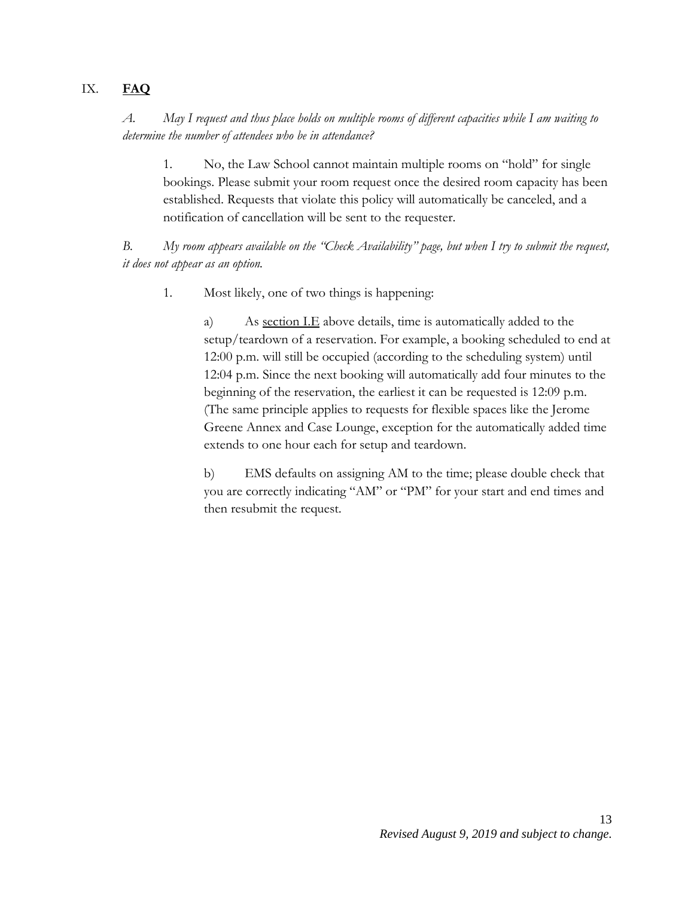## IX. **FAQ**

*A. May I request and thus place holds on multiple rooms of different capacities while I am waiting to determine the number of attendees who be in attendance?*

1. No, the Law School cannot maintain multiple rooms on "hold" for single bookings. Please submit your room request once the desired room capacity has been established. Requests that violate this policy will automatically be canceled, and a notification of cancellation will be sent to the requester.

*B. My room appears available on the "Check Availability" page, but when I try to submit the request, it does not appear as an option.*

1. Most likely, one of two things is happening:

   a) As section I.E above details, time is automatically added to the setup/teardown of a reservation. For example, a booking scheduled to end at 12:00 p.m. will still be occupied (according to the scheduling system) until 12:04 p.m. Since the next booking will automatically add four minutes to the beginning of the reservation, the earliest it can be requested is 12:09 p.m. (The same principle applies to requests for flexible spaces like the Jerome Greene Annex and Case Lounge, exception for the automatically added time extends to one hour each for setup and teardown.

   b) EMS defaults on assigning AM to the time; please double check that you are correctly indicating "AM" or "PM" for your start and end times and then resubmit the request.

*Revised August 9, 2019 and subject to change.*